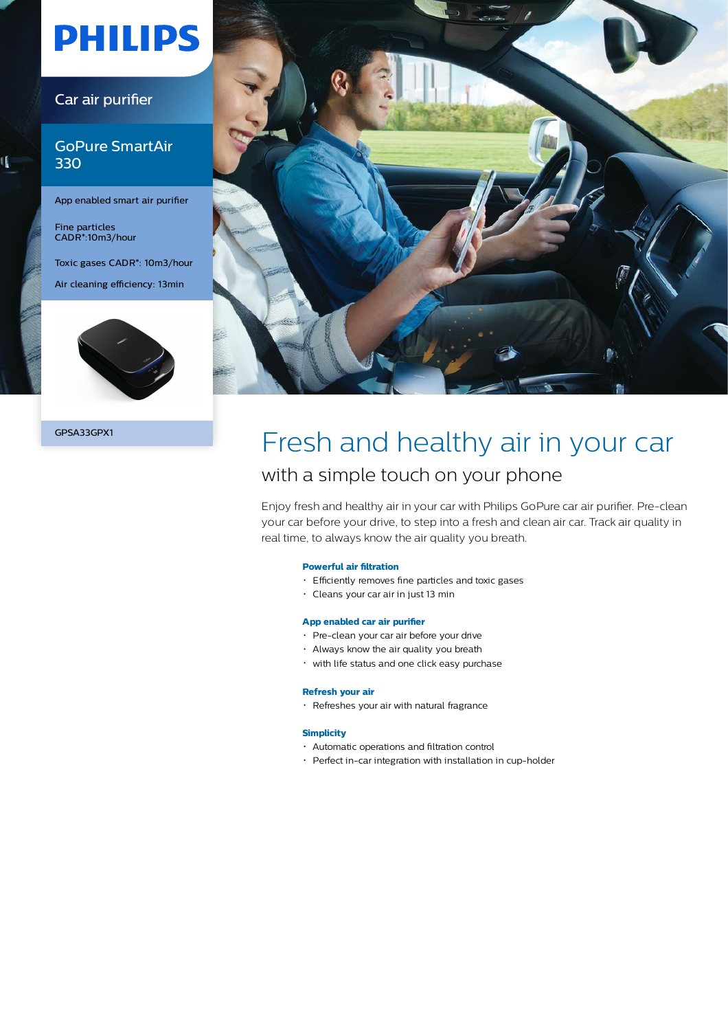PHILIPS

Car air purifier

## GoPure SmartAir 330

App enabled smart air purifier

Fine particles CADR*:10m3/hour

Toxic gases CADR*: 10m3/hour

Air cleaning efficiency: 13min

GPSA33GPX1

# Fresh and healthy air in your car

## with a simple touch on your phone

Enjoy fresh and healthy air in your car with Philips GoPure car air purifier. Pre-clean your car before your drive, to step into a fresh and clean air car. Track air quality in real time, to always know the air quality you breath.

### Powerful air filtration

- Efficiently removes fine particles and toxic gases
- Cleans your car air in just 13 min

### App enabled car air purifier

- Pre-clean your car air before your drive
- Always know the air quality you breath
- with life status and one click easy purchase

### Refresh your air

- Refreshes your air with natural fragrance

### Simplicity

- Automatic operations and filtration control
- Perfect in-car integration with installation in cup-holder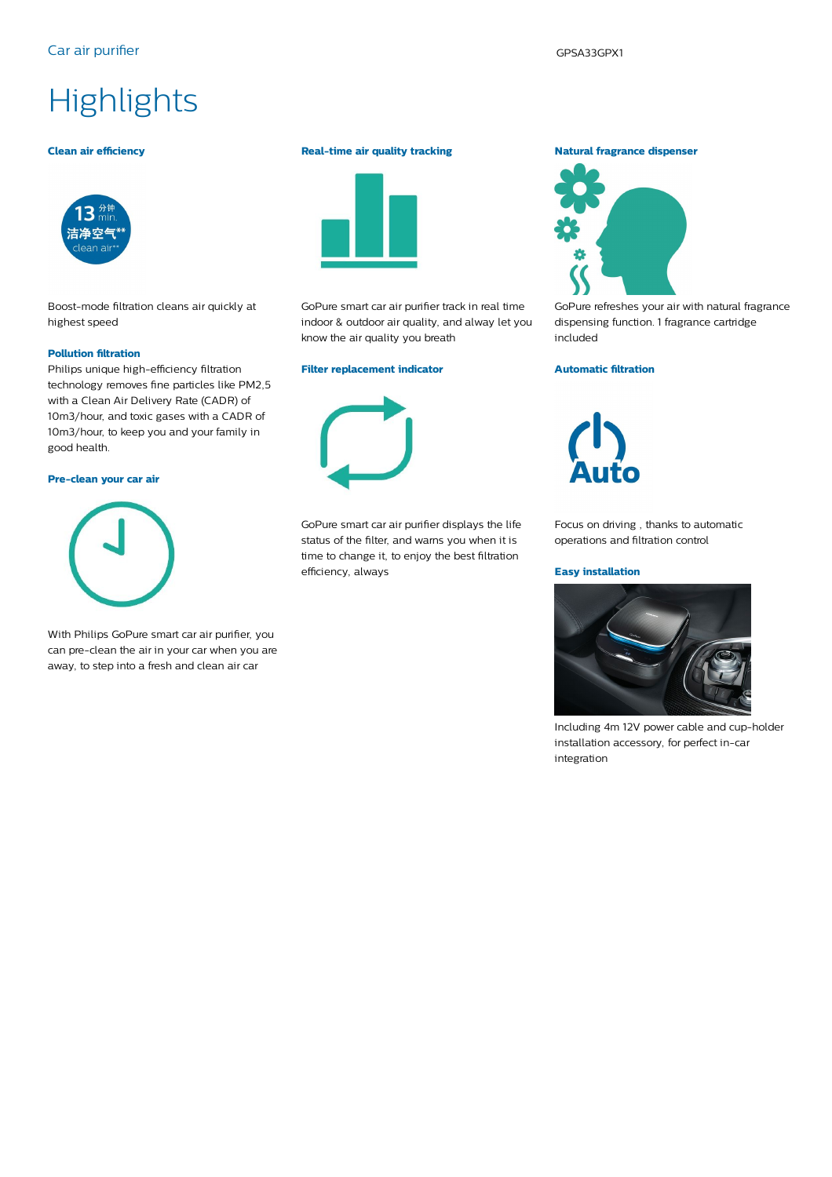# Highlights

### Clean air efficiency

Boost-mode filtration cleans air quickly at highest speed

### Pollution filtration

Philips unique high-efficiency filtration technology removes fine particles like PM2,5 with a Clean Air Delivery Rate (CADR) of 10m3/hour, and toxic gases with a CADR of 10m3/hour, to keep you and your family in good health.

### Pre-clean your car air

With Philips GoPure smart car air purifier, you can pre-clean the air in your car when you are away, to step into a fresh and clean air car

### Real-time air quality tracking

GoPure smart car air purifier track in real time indoor & outdoor air quality, and alway let you know the air quality you breath

### Filter replacement indicator

GoPure smart car air purifier displays the life status of the filter, and warns you when it is time to change it, to enjoy the best filtration efficiency, always

### Natural fragrance dispenser

GoPure refreshes your air with natural fragrance dispensing function. 1 fragrance cartridge included

### Automatic filtration

Focus on driving , thanks to automatic operations and filtration control

### Easy installation

Including 4m 12V power cable and cup-holder installation accessory, for perfect in-car integration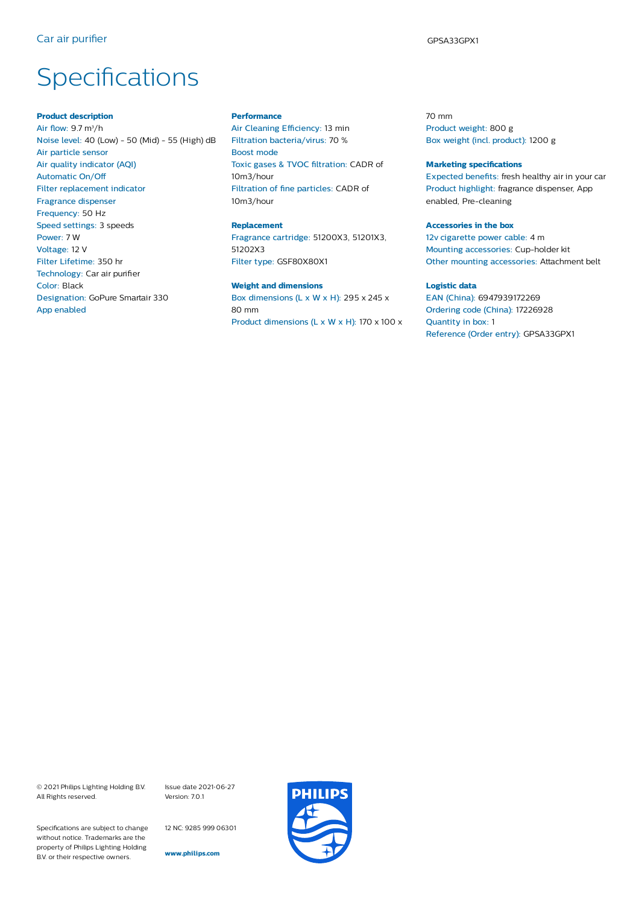Car air purifier

GPSA33GPX1

# Specifications

### Product description

Air flow: 9.7 m³/h
Noise level: 40 (Low) - 50 (Mid) - 55 (High) dB
Air particle sensor
Air quality indicator (AQI)
Automatic On/Off
Filter replacement indicator
Fragrance dispenser
Frequency: 50 Hz
Speed settings: 3 speeds
Power: 7 W
Voltage: 12 V
Filter Lifetime: 350 hr
Technology: Car air purifier
Color: Black
Designation: GoPure Smartair 330
App enabled

### Performance

Air Cleaning Efficiency: 13 min
Filtration bacteria/virus: 70 %
Boost mode
Toxic gases & TVOC filtration: CADR of 10m3/hour
Filtration of fine particles: CADR of 10m3/hour

### Replacement

Fragrance cartridge: 51200X3, 51201X3, 51202X3
Filter type: GSF80X80X1

### Weight and dimensions

Box dimensions (L x W x H): 295 x 245 x 80 mm
Product dimensions (L x W x H): 170 x 100 x 70 mm
Product weight: 800 g
Box weight (incl. product): 1200 g

### Marketing specifications

Expected benefits: fresh healthy air in your car
Product highlight: fragrance dispenser, App enabled, Pre-cleaning

### Accessories in the box

12v cigarette power cable: 4 m
Mounting accessories: Cup-holder kit
Other mounting accessories: Attachment belt

### Logistic data

EAN (China): 6947939172269
Ordering code (China): 17226928
Quantity in box: 1
Reference (Order entry): GPSA33GPX1

© 2021 Philips Lighting Holding B.V.
All Rights reserved.

Specifications are subject to change without notice. Trademarks are the property of Philips Lighting Holding B.V. or their respective owners.

Issue date 2021-06-27
Version: 7.0.1

12 NC: 9285 999 06301

www.philips.com

PHILIPS